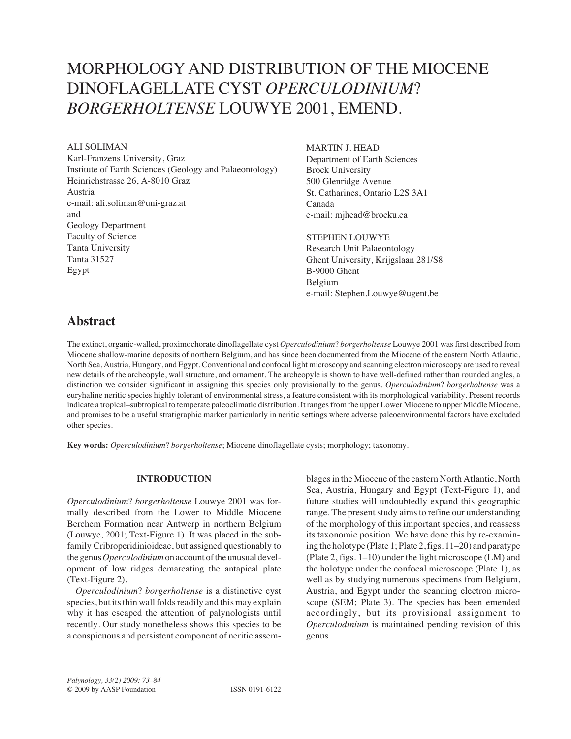# MORPHOLOGY AND DISTRIBUTION OF THE MIOCENE DINOFLAGELLATE CYST *OPERCULODINIUM*? *BORGERHOLTENSE* LOUWYE 2001, EMEND.

ALI SOLIMAN
Karl-Franzens University, Graz
Institute of Earth Sciences (Geology and Palaeontology)
Heinrichstrasse 26, A-8010 Graz
Austria
e-mail: ali.soliman@uni-graz.at
and
Geology Department
Faculty of Science
Tanta University
Tanta 31527
Egypt

MARTIN J. HEAD
Department of Earth Sciences
Brock University
500 Glenridge Avenue
St. Catharines, Ontario L2S 3A1
Canada
e-mail: mjhead@brocku.ca

STEPHEN LOUWYE
Research Unit Palaeontology
Ghent University, Krijgslaan 281/S8
B-9000 Ghent
Belgium
e-mail: Stephen.Louwye@ugent.be

## Abstract

The extinct, organic-walled, proximochorate dinoflagellate cyst *Operculodinium*? *borgerholtense* Louwye 2001 was first described from Miocene shallow-marine deposits of northern Belgium, and has since been documented from the Miocene of the eastern North Atlantic, North Sea, Austria, Hungary, and Egypt. Conventional and confocal light microscopy and scanning electron microscopy are used to reveal new details of the archeopyle, wall structure, and ornament. The archeopyle is shown to have well-defined rather than rounded angles, a distinction we consider significant in assigning this species only provisionally to the genus. *Operculodinium*? *borgerholtense* was a euryhaline neritic species highly tolerant of environmental stress, a feature consistent with its morphological variability. Present records indicate a tropical–subtropical to temperate paleoclimatic distribution. It ranges from the upper Lower Miocene to upper Middle Miocene, and promises to be a useful stratigraphic marker particularly in neritic settings where adverse paleoenvironmental factors have excluded other species.

**Key words:** *Operculodinium*? *borgerholtense*; Miocene dinoflagellate cysts; morphology; taxonomy.

### INTRODUCTION

*Operculodinium*? *borgerholtense* Louwye 2001 was formally described from the Lower to Middle Miocene Berchem Formation near Antwerp in northern Belgium (Louwye, 2001; Text-Figure 1). It was placed in the subfamily Cribroperidinioideae, but assigned questionably to the genus *Operculodinium* on account of the unusual development of low ridges demarcating the antapical plate (Text-Figure 2).

*Operculodinium*? *borgerholtense* is a distinctive cyst species, but its thin wall folds readily and this may explain why it has escaped the attention of palynologists until recently. Our study nonetheless shows this species to be a conspicuous and persistent component of neritic assemblages in the Miocene of the eastern North Atlantic, North Sea, Austria, Hungary and Egypt (Text-Figure 1), and future studies will undoubtedly expand this geographic range. The present study aims to refine our understanding of the morphology of this important species, and reassess its taxonomic position. We have done this by re-examining the holotype (Plate 1; Plate 2, figs. 11–20) and paratype (Plate 2, figs. 1–10) under the light microscope (LM) and the holotype under the confocal microscope (Plate 1), as well as by studying numerous specimens from Belgium, Austria, and Egypt under the scanning electron microscope (SEM; Plate 3). The species has been emended accordingly, but its provisional assignment to *Operculodinium* is maintained pending revision of this genus.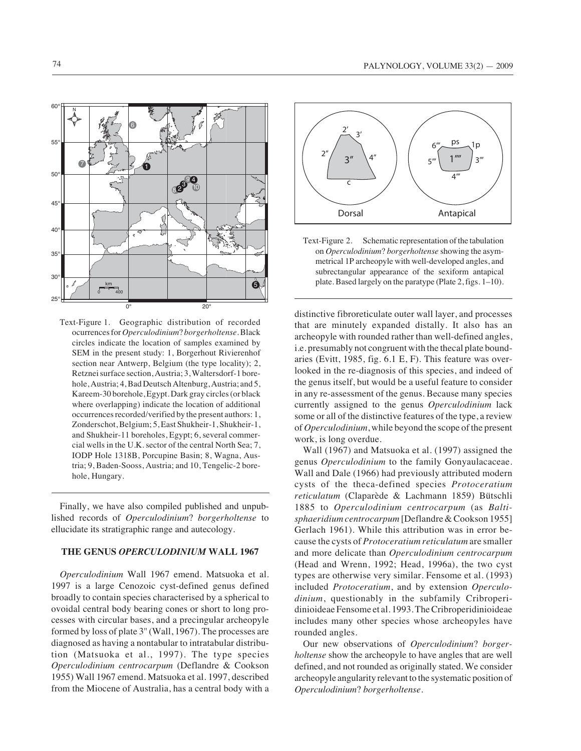Text-Figure 1. Geographic distribution of recorded ocurrences for *Operculodinium*? *borgerholtense*. Black circles indicate the location of samples examined by SEM in the present study: 1, Borgerhout Rivierenhof section near Antwerp, Belgium (the type locality); 2, Retznei surface section, Austria; 3, Waltersdorf-1 borehole, Austria; 4, Bad Deutsch Altenburg, Austria; and 5, Kareem-30 borehole, Egypt. Dark gray circles (or black where overlapping) indicate the location of additional occurrences recorded/verified by the present authors: 1, Zonderschot, Belgium; 5, East Shukheir-1, Shukheir-1, and Shukheir-11 boreholes, Egypt; 6, several commercial wells in the U.K. sector of the central North Sea; 7, IODP Hole 1318B, Porcupine Basin; 8, Wagna, Austria; 9, Baden-Sooss, Austria; and 10, Tengelic-2 borehole, Hungary.

Finally, we have also compiled published and unpublished records of *Operculodinium*? *borgerholtense* to ellucidate its stratigraphic range and autecology.

## THE GENUS *OPERCULODINIUM* WALL 1967

*Operculodinium* Wall 1967 emend. Matsuoka et al. 1997 is a large Cenozoic cyst-defined genus defined broadly to contain species characterised by a spherical to ovoidal central body bearing cones or short to long processes with circular bases, and a precingular archeopyle formed by loss of plate 3'' (Wall, 1967). The processes are diagnosed as having a nontabular to intratabular distribution (Matsuoka et al., 1997). The type species *Operculodinium centrocarpum* (Deflandre & Cookson 1955) Wall 1967 emend. Matsuoka et al. 1997, described from the Miocene of Australia, has a central body with a distinctive fibroreticulate outer wall layer, and processes that are minutely expanded distally. It also has an archeopyle with rounded rather than well-defined angles, i.e. presumably not congruent with the thecal plate boundaries (Evitt, 1985, fig. 6.1 E, F). This feature was overlooked in the re-diagnosis of this species, and indeed of the genus itself, but would be a useful feature to consider in any re-assessment of the genus. Because many species currently assigned to the genus *Operculodinium* lack some or all of the distinctive features of the type, a review of *Operculodinium*, while beyond the scope of the present work, is long overdue.

Text-Figure 2. Schematic representation of the tabulation on *Operculodinium*? *borgerholtense* showing the asymmetrical 1P archeopyle with well-developed angles, and subrectangular appearance of the sexiform antapical plate. Based largely on the paratype (Plate 2, figs. 1–10).

Wall (1967) and Matsuoka et al. (1997) assigned the genus *Operculodinium* to the family Gonyaulacaceae. Wall and Dale (1966) had previously attributed modern cysts of the theca-defined species *Protoceratium reticulatum* (Claparède & Lachmann 1859) Bütschli 1885 to *Operculodinium centrocarpum* (as *Baltisphaeridium centrocarpum* [Deflandre & Cookson 1955] Gerlach 1961). While this attribution was in error because the cysts of *Protoceratium reticulatum* are smaller and more delicate than *Operculodinium centrocarpum* (Head and Wrenn, 1992; Head, 1996a), the two cyst types are otherwise very similar. Fensome et al. (1993) included *Protoceratium*, and by extension *Operculodinium*, questionably in the subfamily Cribroperidinioideae Fensome et al. 1993. The Cribroperidinioideae includes many other species whose archeopyles have rounded angles.

Our new observations of *Operculodinium*? *borgerholtense* show the archeopyle to have angles that are well defined, and not rounded as originally stated. We consider archeopyle angularity relevant to the systematic position of *Operculodinium*? *borgerholtense*.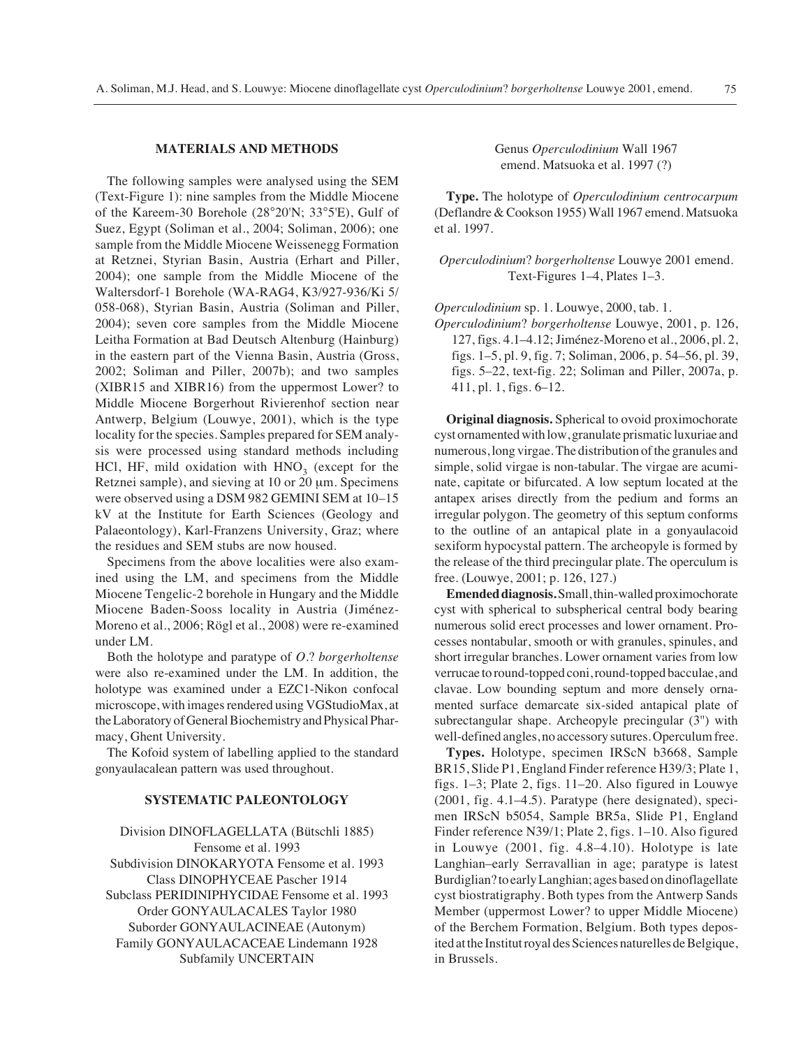## MATERIALS AND METHODS

The following samples were analysed using the SEM (Text-Figure 1): nine samples from the Middle Miocene of the Kareem-30 Borehole (28°20'N; 33°5'E), Gulf of Suez, Egypt (Soliman et al., 2004; Soliman, 2006); one sample from the Middle Miocene Weissenegg Formation at Retznei, Styrian Basin, Austria (Erhart and Piller, 2004); one sample from the Middle Miocene of the Waltersdorf-1 Borehole (WA-RAG4, K3/927-936/Ki 5/058-068), Styrian Basin, Austria (Soliman and Piller, 2004); seven core samples from the Middle Miocene Leitha Formation at Bad Deutsch Altenburg (Hainburg) in the eastern part of the Vienna Basin, Austria (Gross, 2002; Soliman and Piller, 2007b); and two samples (XIBR15 and XIBR16) from the uppermost Lower? to Middle Miocene Borgerhout Rivierenhof section near Antwerp, Belgium (Louwye, 2001), which is the type locality for the species. Samples prepared for SEM analysis were processed using standard methods including HCl, HF, mild oxidation with $HNO_3$ (except for the Retznei sample), and sieving at 10 or 20 µm. Specimens were observed using a DSM 982 GEMINI SEM at 10–15 kV at the Institute for Earth Sciences (Geology and Palaeontology), Karl-Franzens University, Graz; where the residues and SEM stubs are now housed.

Specimens from the above localities were also examined using the LM, and specimens from the Middle Miocene Tengelic-2 borehole in Hungary and the Middle Miocene Baden-Sooss locality in Austria (Jiménez-Moreno et al., 2006; Rögl et al., 2008) were re-examined under LM.

Both the holotype and paratype of *O.*? *borgerholtense* were also re-examined under the LM. In addition, the holotype was examined under a EZC1-Nikon confocal microscope, with images rendered using VGStudioMax, at the Laboratory of General Biochemistry and Physical Pharmacy, Ghent University.

The Kofoid system of labelling applied to the standard gonyaulacalean pattern was used throughout.

## SYSTEMATIC PALEONTOLOGY

Division DINOFLAGELLATA (Bütschli 1885) Fensome et al. 1993
Subdivision DINOKARYOTA Fensome et al. 1993
Class DINOPHYCEAE Pascher 1914
Subclass PERIDINIPHYCIDAE Fensome et al. 1993
Order GONYAULACALES Taylor 1980
Suborder GONYAULACINEAE (Autonym)
Family GONYAULACACEAE Lindemann 1928
Subfamily UNCERTAIN

Genus *Operculodinium* Wall 1967 emend. Matsuoka et al. 1997 (?)

**Type.** The holotype of *Operculodinium centrocarpum* (Deflandre & Cookson 1955) Wall 1967 emend. Matsuoka et al. 1997.

*Operculodinium*? *borgerholtense* Louwye 2001 emend.
Text-Figures 1–4, Plates 1–3.

*Operculodinium* sp. 1. Louwye, 2000, tab. 1.
*Operculodinium*? *borgerholtense* Louwye, 2001, p. 126, 127, figs. 4.1–4.12; Jiménez-Moreno et al., 2006, pl. 2, figs. 1–5, pl. 9, fig. 7; Soliman, 2006, p. 54–56, pl. 39, figs. 5–22, text-fig. 22; Soliman and Piller, 2007a, p. 411, pl. 1, figs. 6–12.

**Original diagnosis.** Spherical to ovoid proximochorate cyst ornamented with low, granulate prismatic luxuriae and numerous, long virgae. The distribution of the granules and simple, solid virgae is non-tabular. The virgae are acuminate, capitate or bifurcated. A low septum located at the antapex arises directly from the pedium and forms an irregular polygon. The geometry of this septum conforms to the outline of an antapical plate in a gonyaulacoid sexiform hypocystal pattern. The archeopyle is formed by the release of the third precingular plate. The operculum is free. (Louwye, 2001; p. 126, 127.)

**Emended diagnosis.** Small, thin-walled proximochorate cyst with spherical to subspherical central body bearing numerous solid erect processes and lower ornament. Processes nontabular, smooth or with granules, spinules, and short irregular branches. Lower ornament varies from low verrucae to round-topped coni, round-topped bacculae, and clavae. Low bounding septum and more densely ornamented surface demarcate six-sided antapical plate of subrectangular shape. Archeopyle precingular (3'') with well-defined angles, no accessory sutures. Operculum free.

**Types.** Holotype, specimen IRScN b3668, Sample BR15, Slide P1, England Finder reference H39/3; Plate 1, figs. 1–3; Plate 2, figs. 11–20. Also figured in Louwye (2001, fig. 4.1–4.5). Paratype (here designated), specimen IRScN b5054, Sample BR5a, Slide P1, England Finder reference N39/1; Plate 2, figs. 1–10. Also figured in Louwye (2001, fig. 4.8–4.10). Holotype is late Langhian–early Serravallian in age; paratype is latest Burdiglian? to early Langhian; ages based on dinoflagellate cyst biostratigraphy. Both types from the Antwerp Sands Member (uppermost Lower? to upper Middle Miocene) of the Berchem Formation, Belgium. Both types deposited at the Institut royal des Sciences naturelles de Belgique, in Brussels.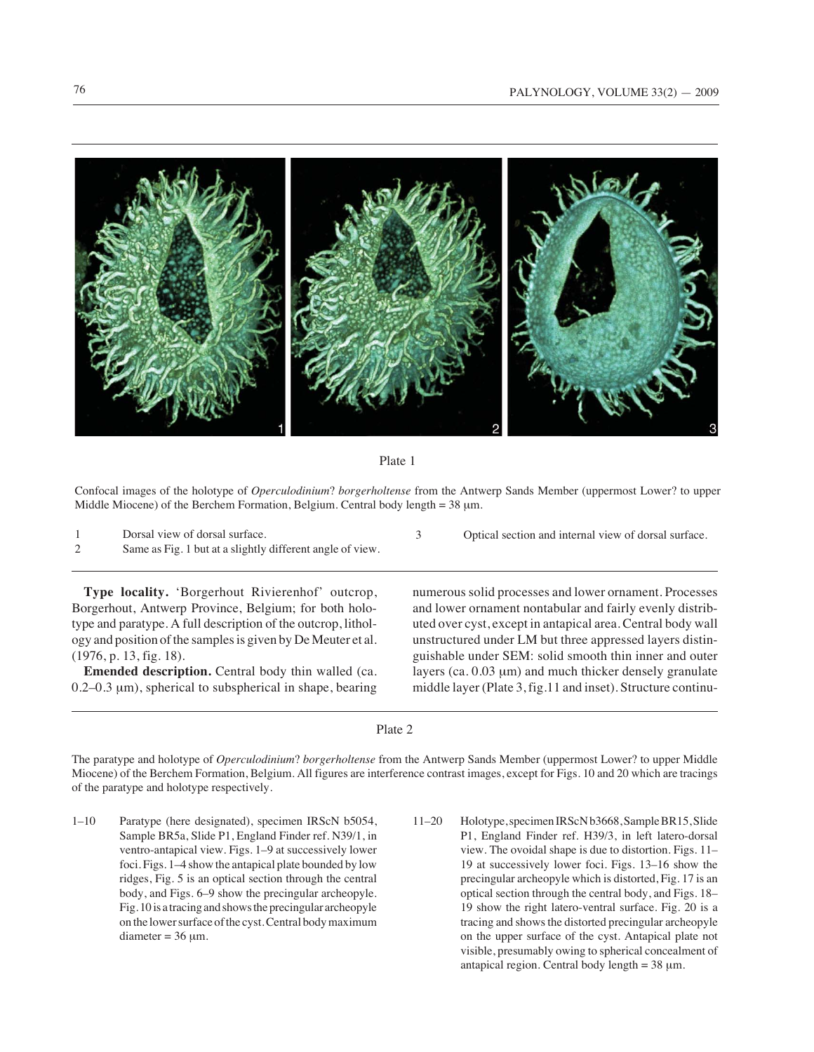Plate 1

Confocal images of the holotype of *Operculodinium*? *borgerholtense* from the Antwerp Sands Member (uppermost Lower? to upper Middle Miocene) of the Berchem Formation, Belgium. Central body length = 38 μm.

1 Dorsal view of dorsal surface.
2 Same as Fig. 1 but at a slightly different angle of view.
3 Optical section and internal view of dorsal surface.

**Type locality.** 'Borgerhout Rivierenhof' outcrop, Borgerhout, Antwerp Province, Belgium; for both holotype and paratype. A full description of the outcrop, lithology and position of the samples is given by De Meuter et al. (1976, p. 13, fig. 18).

**Emended description.** Central body thin walled (ca. 0.2–0.3 μm), spherical to subspherical in shape, bearing numerous solid processes and lower ornament. Processes and lower ornament nontabular and fairly evenly distributed over cyst, except in antapical area. Central body wall unstructured under LM but three appressed layers distinguishable under SEM: solid smooth thin inner and outer layers (ca. 0.03 μm) and much thicker densely granulate middle layer (Plate 3, fig.11 and inset). Structure continu-

Plate 2

The paratype and holotype of *Operculodinium*? *borgerholtense* from the Antwerp Sands Member (uppermost Lower? to upper Middle Miocene) of the Berchem Formation, Belgium. All figures are interference contrast images, except for Figs. 10 and 20 which are tracings of the paratype and holotype respectively.

1–10 Paratype (here designated), specimen IRScN b5054, Sample BR5a, Slide P1, England Finder ref. N39/1, in ventro-antapical view. Figs. 1–9 at successively lower foci. Figs. 1–4 show the antapical plate bounded by low ridges, Fig. 5 is an optical section through the central body, and Figs. 6–9 show the precingular archeopyle. Fig. 10 is a tracing and shows the precingular archeopyle on the lower surface of the cyst. Central body maximum diameter = 36 μm.

11–20 Holotype, specimen IRScN b3668, Sample BR15, Slide P1, England Finder ref. H39/3, in left latero-dorsal view. The ovoidal shape is due to distortion. Figs. 11–19 at successively lower foci. Figs. 13–16 show the precingular archeopyle which is distorted, Fig. 17 is an optical section through the central body, and Figs. 18–19 show the right latero-ventral surface. Fig. 20 is a tracing and shows the distorted precingular archeopyle on the upper surface of the cyst. Antapical plate not visible, presumably owing to spherical concealment of antapical region. Central body length = 38 μm.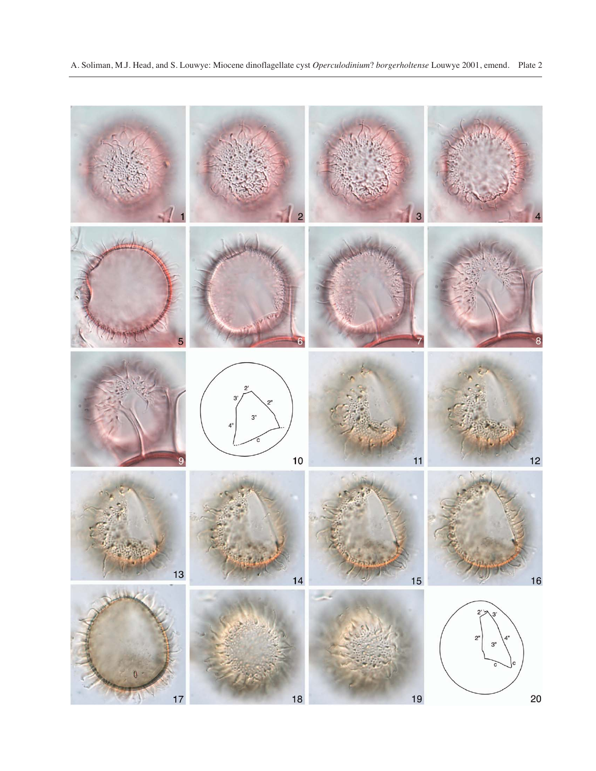A. Soliman, M.J. Head, and S. Louwye: Miocene dinoflagellate cyst *Operculodinium*? *borgerholtense* Louwye 2001, emend. Plate 2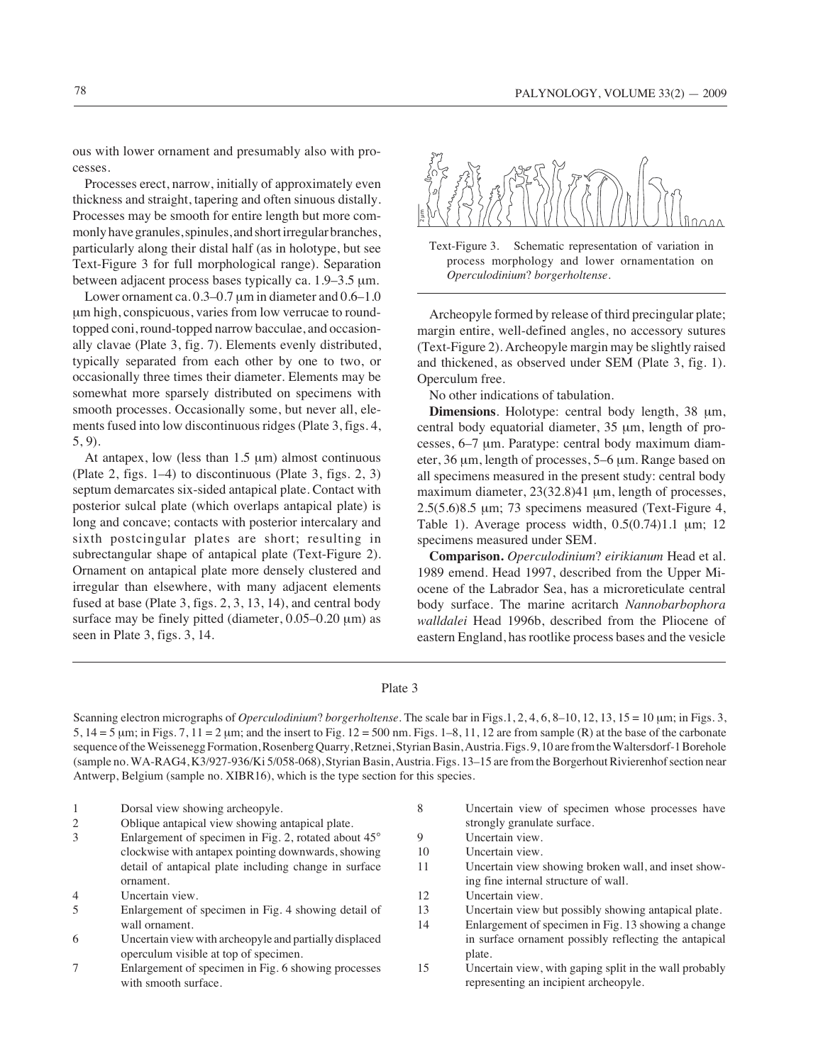ous with lower ornament and presumably also with processes.

Processes erect, narrow, initially of approximately even thickness and straight, tapering and often sinuous distally. Processes may be smooth for entire length but more commonly have granules, spinules, and short irregular branches, particularly along their distal half (as in holotype, but see Text-Figure 3 for full morphological range). Separation between adjacent process bases typically ca. 1.9–3.5 µm.

Lower ornament ca. 0.3–0.7 µm in diameter and 0.6–1.0 µm high, conspicuous, varies from low verrucae to round-topped coni, round-topped narrow bacculae, and occasionally clavae (Plate 3, fig. 7). Elements evenly distributed, typically separated from each other by one to two, or occasionally three times their diameter. Elements may be somewhat more sparsely distributed on specimens with smooth processes. Occasionally some, but never all, elements fused into low discontinuous ridges (Plate 3, figs. 4, 5, 9).

At antapex, low (less than 1.5 µm) almost continuous (Plate 2, figs. 1–4) to discontinuous (Plate 3, figs. 2, 3) septum demarcates six-sided antapical plate. Contact with posterior sulcal plate (which overlaps antapical plate) is long and concave; contacts with posterior intercalary and sixth postcingular plates are short; resulting in subrectangular shape of antapical plate (Text-Figure 2). Ornament on antapical plate more densely clustered and irregular than elsewhere, with many adjacent elements fused at base (Plate 3, figs. 2, 3, 13, 14), and central body surface may be finely pitted (diameter, 0.05–0.20 µm) as seen in Plate 3, figs. 3, 14.

Text-Figure 3. Schematic representation of variation in process morphology and lower ornamentation on *Operculodinium*? *borgerholtense*.

Archeopyle formed by release of third precingular plate; margin entire, well-defined angles, no accessory sutures (Text-Figure 2). Archeopyle margin may be slightly raised and thickened, as observed under SEM (Plate 3, fig. 1). Operculum free.

No other indications of tabulation.

**Dimensions**. Holotype: central body length, 38 µm, central body equatorial diameter, 35 µm, length of processes, 6–7 µm. Paratype: central body maximum diameter, 36 µm, length of processes, 5–6 µm. Range based on all specimens measured in the present study: central body maximum diameter, 23(32.8)41 µm, length of processes, 2.5(5.6)8.5 µm; 73 specimens measured (Text-Figure 4, Table 1). Average process width, 0.5(0.74)1.1 µm; 12 specimens measured under SEM.

**Comparison.** *Operculodinium*? *eirikianum* Head et al. 1989 emend. Head 1997, described from the Upper Miocene of the Labrador Sea, has a microreticulate central body surface. The marine acritarch *Nannobarbophora walldalei* Head 1996b, described from the Pliocene of eastern England, has rootlike process bases and the vesicle

## Plate 3

Scanning electron micrographs of *Operculodinium*? *borgerholtense*. The scale bar in Figs.1, 2, 4, 6, 8–10, 12, 13, 15 = 10 µm; in Figs. 3, 5, 14 = 5 µm; in Figs. 7, 11 = 2 µm; and the insert to Fig. 12 = 500 nm. Figs. 1–8, 11, 12 are from sample (R) at the base of the carbonate sequence of the Weissenegg Formation, Rosenberg Quarry, Retznei, Styrian Basin, Austria. Figs. 9, 10 are from the Waltersdorf-1 Borehole (sample no. WA-RAG4, K3/927-936/Ki 5/058-068), Styrian Basin, Austria. Figs. 13–15 are from the Borgerhout Rivierenhof section near Antwerp, Belgium (sample no. XIBR16), which is the type section for this species.

1. Dorsal view showing archeopyle.
2. Oblique antapical view showing antapical plate.
3. Enlargement of specimen in Fig. 2, rotated about 45° clockwise with antapex pointing downwards, showing detail of antapical plate including change in surface ornament.
4. Uncertain view.
5. Enlargement of specimen in Fig. 4 showing detail of wall ornament.
6. Uncertain view with archeopyle and partially displaced operculum visible at top of specimen.
7. Enlargement of specimen in Fig. 6 showing processes with smooth surface.
8. Uncertain view of specimen whose processes have strongly granulate surface.
9. Uncertain view.
10. Uncertain view.
11. Uncertain view showing broken wall, and inset showing fine internal structure of wall.
12. Uncertain view.
13. Uncertain view but possibly showing antapical plate.
14. Enlargement of specimen in Fig. 13 showing a change in surface ornament possibly reflecting the antapical plate.
15. Uncertain view, with gaping split in the wall probably representing an incipient archeopyle.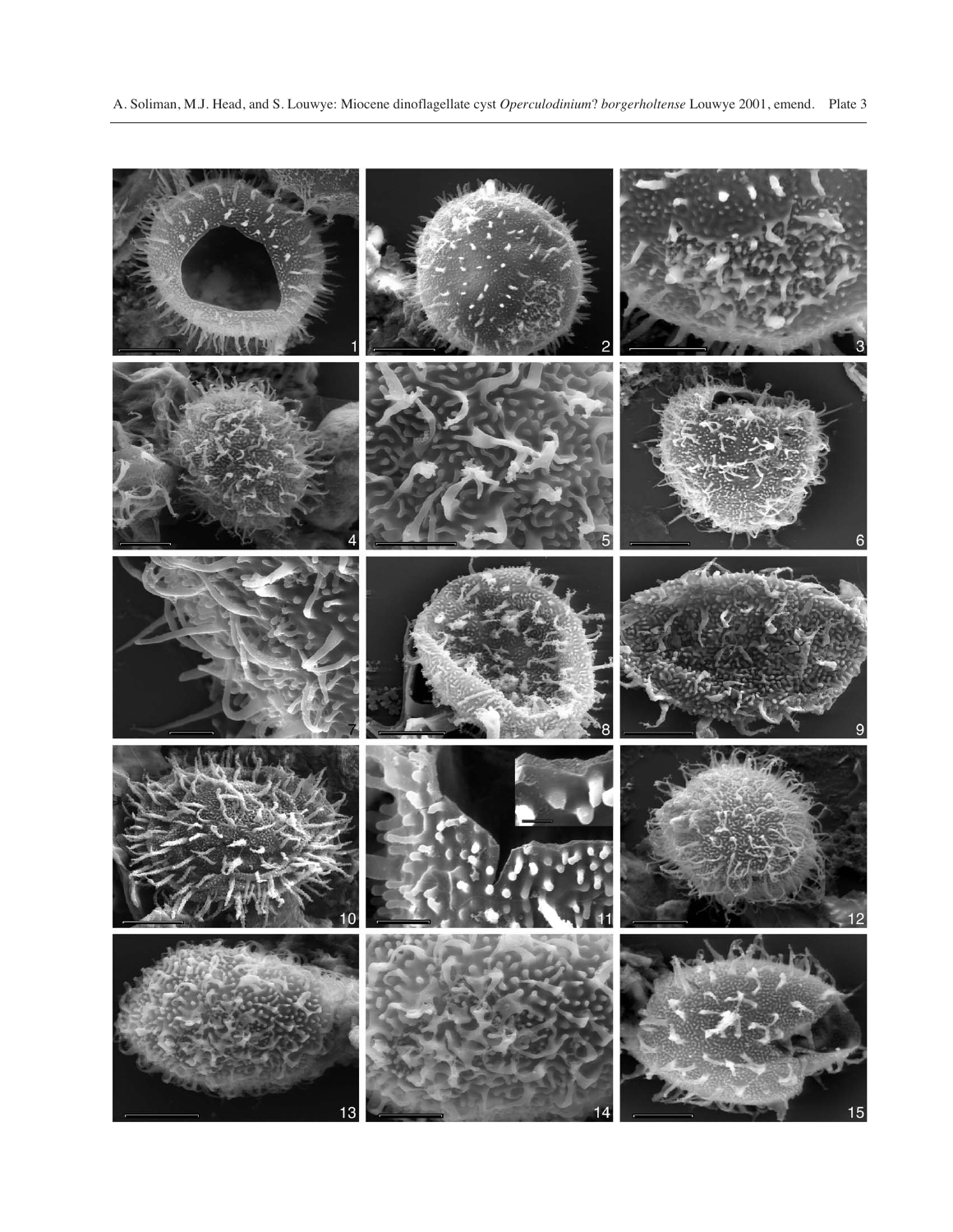A. Soliman, M.J. Head, and S. Louwye: Miocene dinoflagellate cyst *Operculodinium*? *borgerholtense* Louwye 2001, emend. Plate 3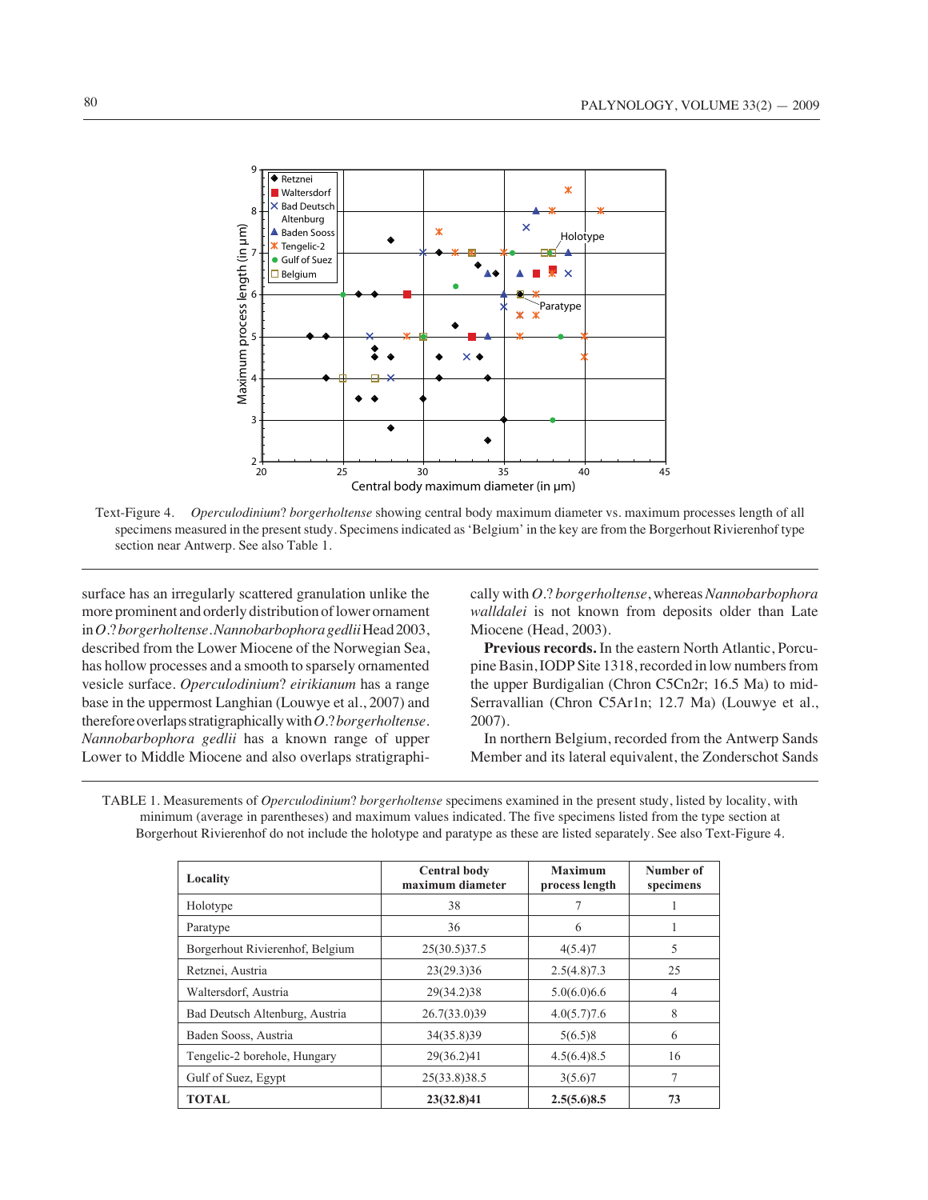Text-Figure 4. *Operculodinium*? *borgerholtense* showing central body maximum diameter vs. maximum processes length of all specimens measured in the present study. Specimens indicated as 'Belgium' in the key are from the Borgerhout Rivierenhof type section near Antwerp. See also Table 1.

surface has an irregularly scattered granulation unlike the more prominent and orderly distribution of lower ornament in *O.*? *borgerholtense*. *Nannobarbophora gedlii* Head 2003, described from the Lower Miocene of the Norwegian Sea, has hollow processes and a smooth to sparsely ornamented vesicle surface. *Operculodinium*? *eirikianum* has a range base in the uppermost Langhian (Louwye et al., 2007) and therefore overlaps stratigraphically with *O.*? *borgerholtense*. *Nannobarbophora gedlii* has a known range of upper Lower to Middle Miocene and also overlaps stratigraphically with *O.*? *borgerholtense*, whereas *Nannobarbophora walldalei* is not known from deposits older than Late Miocene (Head, 2003).

**Previous records.** In the eastern North Atlantic, Porcupine Basin, IODP Site 1318, recorded in low numbers from the upper Burdigalian (Chron C5Cn2r; 16.5 Ma) to mid-Serravallian (Chron C5Ar1n; 12.7 Ma) (Louwye et al., 2007).

In northern Belgium, recorded from the Antwerp Sands Member and its lateral equivalent, the Zonderschot Sands

TABLE 1. Measurements of *Operculodinium*? *borgerholtense* specimens examined in the present study, listed by locality, with minimum (average in parentheses) and maximum values indicated. The five specimens listed from the type section at Borgerhout Rivierenhof do not include the holotype and paratype as these are listed separately. See also Text-Figure 4.

| Locality | Central body maximum diameter | Maximum process length | Number of specimens |
|---|---|---|---|
| Holotype | 38 | 7 | 1 |
| Paratype | 36 | 6 | 1 |
| Borgerhout Rivierenhof, Belgium | 25(30.5)37.5 | 4(5.4)7 | 5 |
| Retznei, Austria | 23(29.3)36 | 2.5(4.8)7.3 | 25 |
| Waltersdorf, Austria | 29(34.2)38 | 5.0(6.0)6.6 | 4 |
| Bad Deutsch Altenburg, Austria | 26.7(33.0)39 | 4.0(5.7)7.6 | 8 |
| Baden Sooss, Austria | 34(35.8)39 | 5(6.5)8 | 6 |
| Tengelic-2 borehole, Hungary | 29(36.2)41 | 4.5(6.4)8.5 | 16 |
| Gulf of Suez, Egypt | 25(33.8)38.5 | 3(5.6)7 | 7 |
| **TOTAL** | **23(32.8)41** | **2.5(5.6)8.5** | **73** |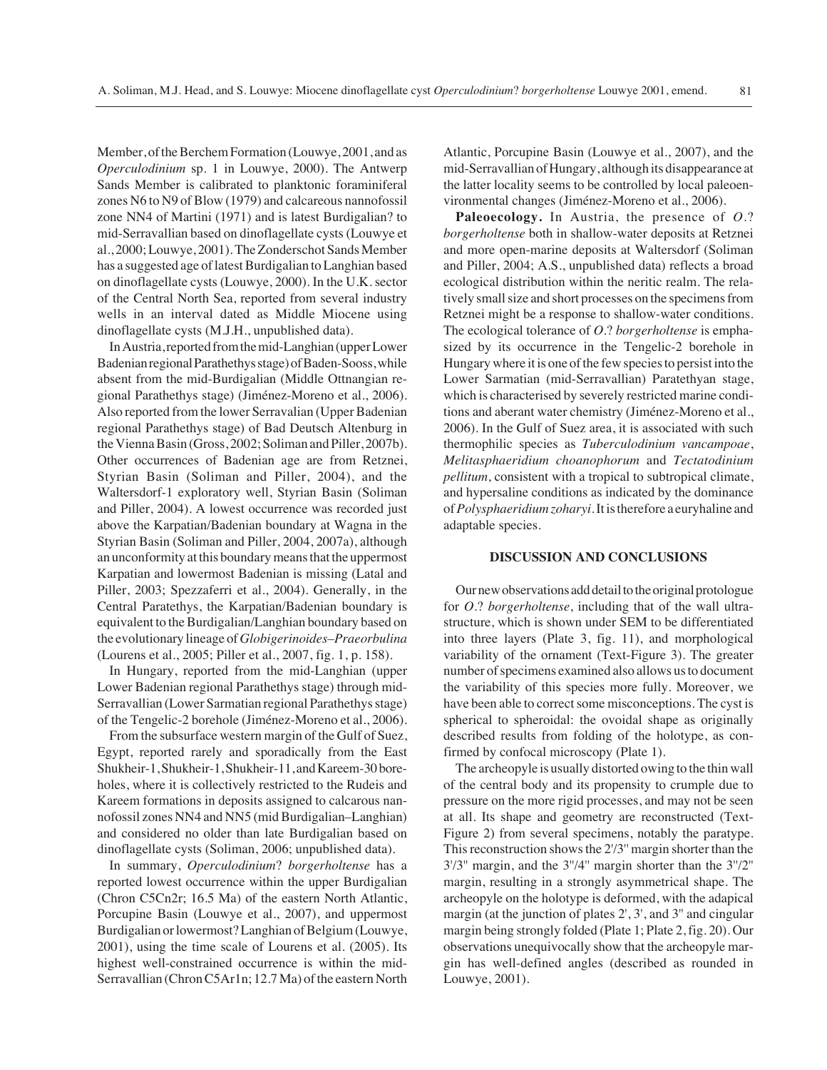Member, of the Berchem Formation (Louwye, 2001, and as *Operculodinium* sp. 1 in Louwye, 2000). The Antwerp Sands Member is calibrated to planktonic foraminiferal zones N6 to N9 of Blow (1979) and calcareous nannofossil zone NN4 of Martini (1971) and is latest Burdigalian? to mid-Serravallian based on dinoflagellate cysts (Louwye et al., 2000; Louwye, 2001). The Zonderschot Sands Member has a suggested age of latest Burdigalian to Langhian based on dinoflagellate cysts (Louwye, 2000). In the U.K. sector of the Central North Sea, reported from several industry wells in an interval dated as Middle Miocene using dinoflagellate cysts (M.J.H., unpublished data).

In Austria, reported from the mid-Langhian (upper Lower Badenian regional Parathethys stage) of Baden-Sooss, while absent from the mid-Burdigalian (Middle Ottnangian regional Parathethys stage) (Jiménez-Moreno et al., 2006). Also reported from the lower Serravalian (Upper Badenian regional Parathethys stage) of Bad Deutsch Altenburg in the Vienna Basin (Gross, 2002; Soliman and Piller, 2007b). Other occurrences of Badenian age are from Retznei, Styrian Basin (Soliman and Piller, 2004), and the Waltersdorf-1 exploratory well, Styrian Basin (Soliman and Piller, 2004). A lowest occurrence was recorded just above the Karpatian/Badenian boundary at Wagna in the Styrian Basin (Soliman and Piller, 2004, 2007a), although an unconformity at this boundary means that the uppermost Karpatian and lowermost Badenian is missing (Latal and Piller, 2003; Spezzaferri et al., 2004). Generally, in the Central Paratethys, the Karpatian/Badenian boundary is equivalent to the Burdigalian/Langhian boundary based on the evolutionary lineage of *Globigerinoides–Praeorbulina* (Lourens et al., 2005; Piller et al., 2007, fig. 1, p. 158).

In Hungary, reported from the mid-Langhian (upper Lower Badenian regional Parathethys stage) through mid-Serravallian (Lower Sarmatian regional Parathethys stage) of the Tengelic-2 borehole (Jiménez-Moreno et al., 2006).

From the subsurface western margin of the Gulf of Suez, Egypt, reported rarely and sporadically from the East Shukheir-1, Shukheir-1, Shukheir-11, and Kareem-30 boreholes, where it is collectively restricted to the Rudeis and Kareem formations in deposits assigned to calcarous nannofossil zones NN4 and NN5 (mid Burdigalian–Langhian) and considered no older than late Burdigalian based on dinoflagellate cysts (Soliman, 2006; unpublished data).

In summary, *Operculodinium*? *borgerholtense* has a reported lowest occurrence within the upper Burdigalian (Chron C5Cn2r; 16.5 Ma) of the eastern North Atlantic, Porcupine Basin (Louwye et al., 2007), and uppermost Burdigalian or lowermost? Langhian of Belgium (Louwye, 2001), using the time scale of Lourens et al. (2005). Its highest well-constrained occurrence is within the mid-Serravallian (Chron C5Ar1n; 12.7 Ma) of the eastern North Atlantic, Porcupine Basin (Louwye et al., 2007), and the mid-Serravallian of Hungary, although its disappearance at the latter locality seems to be controlled by local paleoenvironmental changes (Jiménez-Moreno et al., 2006).

**Paleoecology.** In Austria, the presence of *O.*? *borgerholtense* both in shallow-water deposits at Retznei and more open-marine deposits at Waltersdorf (Soliman and Piller, 2004; A.S., unpublished data) reflects a broad ecological distribution within the neritic realm. The relatively small size and short processes on the specimens from Retznei might be a response to shallow-water conditions. The ecological tolerance of *O.*? *borgerholtense* is emphasized by its occurrence in the Tengelic-2 borehole in Hungary where it is one of the few species to persist into the Lower Sarmatian (mid-Serravallian) Paratethyan stage, which is characterised by severely restricted marine conditions and aberant water chemistry (Jiménez-Moreno et al., 2006). In the Gulf of Suez area, it is associated with such thermophilic species as *Tuberculodinium vancampoae*, *Melitasphaeridium choanophorum* and *Tectatodinium pellitum*, consistent with a tropical to subtropical climate, and hypersaline conditions as indicated by the dominance of *Polysphaeridium zoharyi*. It is therefore a euryhaline and adaptable species.

## DISCUSSION AND CONCLUSIONS

Our new observations add detail to the original protologue for *O.*? *borgerholtense*, including that of the wall ultrastructure, which is shown under SEM to be differentiated into three layers (Plate 3, fig. 11), and morphological variability of the ornament (Text-Figure 3). The greater number of specimens examined also allows us to document the variability of this species more fully. Moreover, we have been able to correct some misconceptions. The cyst is spherical to spheroidal: the ovoidal shape as originally described results from folding of the holotype, as confirmed by confocal microscopy (Plate 1).

The archeopyle is usually distorted owing to the thin wall of the central body and its propensity to crumple due to pressure on the more rigid processes, and may not be seen at all. Its shape and geometry are reconstructed (Text-Figure 2) from several specimens, notably the paratype. This reconstruction shows the 2'/3'' margin shorter than the 3'/3'' margin, and the 3''/4'' margin shorter than the 3''/2'' margin, resulting in a strongly asymmetrical shape. The archeopyle on the holotype is deformed, with the adapical margin (at the junction of plates 2', 3', and 3'' and cingular margin being strongly folded (Plate 1; Plate 2, fig. 20). Our observations unequivocally show that the archeopyle margin has well-defined angles (described as rounded in Louwye, 2001).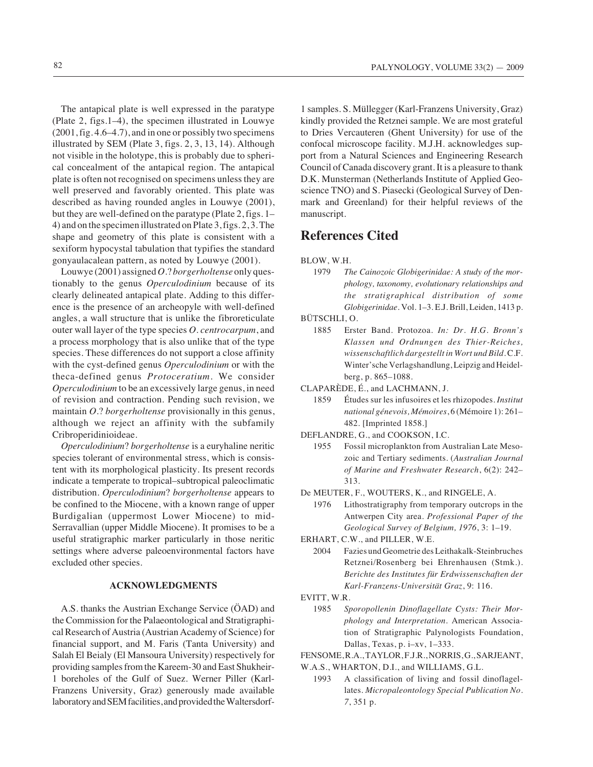The antapical plate is well expressed in the paratype (Plate 2, figs.1–4), the specimen illustrated in Louwye (2001, fig. 4.6–4.7), and in one or possibly two specimens illustrated by SEM (Plate 3, figs. 2, 3, 13, 14). Although not visible in the holotype, this is probably due to spherical concealment of the antapical region. The antapical plate is often not recognised on specimens unless they are well preserved and favorably oriented. This plate was described as having rounded angles in Louwye (2001), but they are well-defined on the paratype (Plate 2, figs. 1–4) and on the specimen illustrated on Plate 3, figs. 2, 3. The shape and geometry of this plate is consistent with a sexiform hypocystal tabulation that typifies the standard gonyaulacalean pattern, as noted by Louwye (2001).

Louwye (2001) assigned *O*.? *borgerholtense* only questionably to the genus *Operculodinium* because of its clearly delineated antapical plate. Adding to this difference is the presence of an archeopyle with well-defined angles, a wall structure that is unlike the fibroreticulate outer wall layer of the type species *O. centrocarpum*, and a process morphology that is also unlike that of the type species. These differences do not support a close affinity with the cyst-defined genus *Operculodinium* or with the theca-defined genus *Protoceratium*. We consider *Operculodinium* to be an excessively large genus, in need of revision and contraction. Pending such revision, we maintain *O*.? *borgerholtense* provisionally in this genus, although we reject an affinity with the subfamily Cribroperidinioideae.

*Operculodinium*? *borgerholtense* is a euryhaline neritic species tolerant of environmental stress, which is consistent with its morphological plasticity. Its present records indicate a temperate to tropical–subtropical paleoclimatic distribution. *Operculodinium*? *borgerholtense* appears to be confined to the Miocene, with a known range of upper Burdigalian (uppermost Lower Miocene) to mid-Serravallian (upper Middle Miocene). It promises to be a useful stratigraphic marker particularly in those neritic settings where adverse paleoenvironmental factors have excluded other species.

### ACKNOWLEDGMENTS

A.S. thanks the Austrian Exchange Service (ÖAD) and the Commission for the Palaeontological and Stratigraphical Research of Austria (Austrian Academy of Science) for financial support, and M. Faris (Tanta University) and Salah El Beialy (El Mansoura University) respectively for providing samples from the Kareem-30 and East Shukheir-1 boreholes of the Gulf of Suez. Werner Piller (Karl-Franzens University, Graz) generously made available laboratory and SEM facilities, and provided the Waltersdorf-1 samples. S. Müllegger (Karl-Franzens University, Graz) kindly provided the Retznei sample. We are most grateful to Dries Vercauteren (Ghent University) for use of the confocal microscope facility. M.J.H. acknowledges support from a Natural Sciences and Engineering Research Council of Canada discovery grant. It is a pleasure to thank D.K. Munsterman (Netherlands Institute of Applied Geoscience TNO) and S. Piasecki (Geological Survey of Denmark and Greenland) for their helpful reviews of the manuscript.

## References Cited

BLOW, W.H.

1979 *The Cainozoic Globigerinidae: A study of the morphology, taxonomy, evolutionary relationships and the stratigraphical distribution of some Globigerinidae*. Vol. 1–3. E.J. Brill, Leiden, 1413 p.

BÜTSCHLI, O.

1885 Erster Band. Protozoa. *In: Dr. H.G. Bronn's Klassen und Ordnungen des Thier-Reiches, wissenschaftlich dargestellt in Wort und Bild*. C.F. Winter'sche Verlagshandlung, Leipzig and Heidelberg, p. 865–1088.

CLAPARÈDE, É., and LACHMANN, J.

1859 Études sur les infusoires et les rhizopodes. *Institut national génevois, Mémoires*, 6 (Mémoire 1): 261–482. [Imprinted 1858.]

DEFLANDRE, G., and COOKSON, I.C.

1955 Fossil microplankton from Australian Late Mesozoic and Tertiary sediments. (*Australian Journal of Marine and Freshwater Research*, 6(2): 242–313.

De MEUTER, F., WOUTERS, K., and RINGELE, A.

1976 Lithostratigraphy from temporary outcrops in the Antwerpen City area. *Professional Paper of the Geological Survey of Belgium, 1976*, 3: 1–19.

ERHART, C.W., and PILLER, W.E.

2004 Fazies und Geometrie des Leithakalk-Steinbruches Retznei/Rosenberg bei Ehrenhausen (Stmk.). *Berichte des Institutes für Erdwissenschaften der Karl-Franzens-Universität Graz*, 9: 116.

EVITT, W.R.

1985 *Sporopollenin Dinoflagellate Cysts: Their Morphology and Interpretation*. American Association of Stratigraphic Palynologists Foundation, Dallas, Texas, p. i–xv, 1–333.

FENSOME, R.A., TAYLOR, F.J.R., NORRIS, G., SARJEANT, W.A.S., WHARTON, D.I., and WILLIAMS, G.L.

1993 A classification of living and fossil dinoflagellates. *Micropaleontology Special Publication No. 7*, 351 p.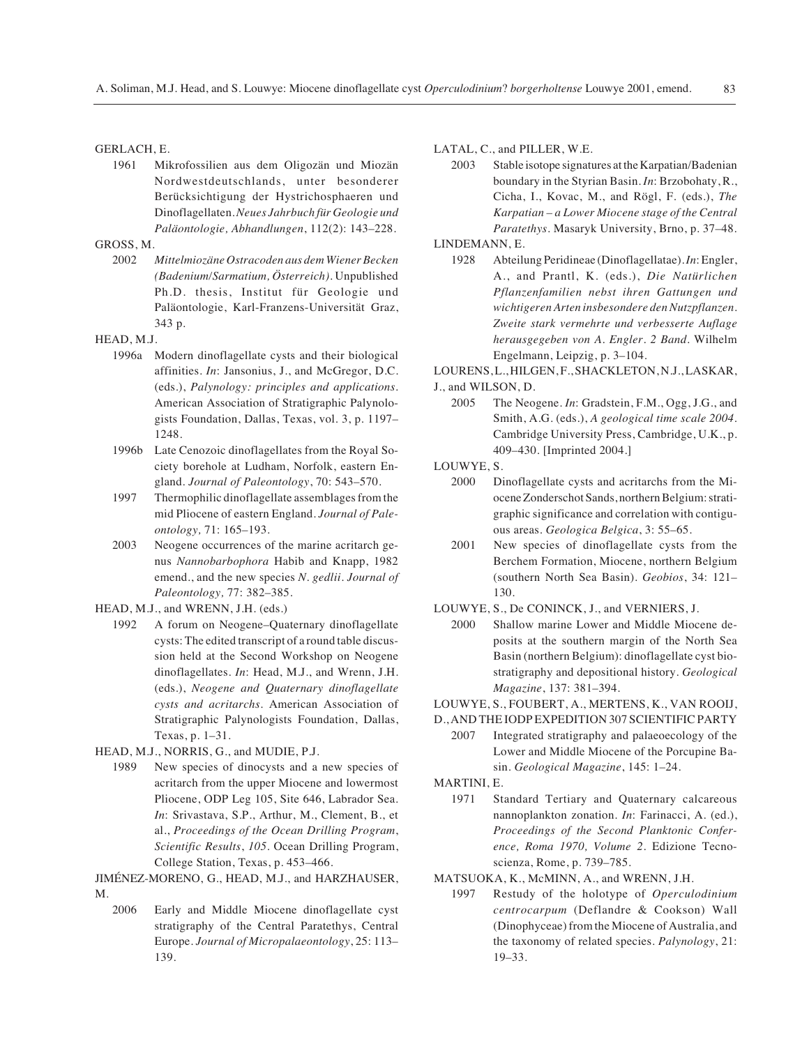GERLACH, E.

1961 Mikrofossilien aus dem Oligozän und Miozän Nordwestdeutschlands, unter besonderer Berücksichtigung der Hystrichosphaeren und Dinoflagellaten. *Neues Jahrbuch für Geologie und Paläontologie, Abhandlungen*, 112(2): 143–228.

GROSS, M.

2002 *Mittelmiozäne Ostracoden aus dem Wiener Becken (Badenium/Sarmatium, Österreich)*. Unpublished Ph.D. thesis, Institut für Geologie und Paläontologie, Karl-Franzens-Universität Graz, 343 p.

HEAD, M.J.

1996a Modern dinoflagellate cysts and their biological affinities. *In*: Jansonius, J., and McGregor, D.C. (eds.), *Palynology: principles and applications*. American Association of Stratigraphic Palynologists Foundation, Dallas, Texas, vol. 3, p. 1197–1248.

1996b Late Cenozoic dinoflagellates from the Royal Society borehole at Ludham, Norfolk, eastern England. *Journal of Paleontology*, 70: 543–570.

1997 Thermophilic dinoflagellate assemblages from the mid Pliocene of eastern England. *Journal of Paleontology,* 71: 165–193.

2003 Neogene occurrences of the marine acritarch genus *Nannobarbophora* Habib and Knapp, 1982 emend., and the new species *N. gedlii*. *Journal of Paleontology,* 77: 382–385.

HEAD, M.J., and WRENN, J.H. (eds.)

1992 A forum on Neogene–Quaternary dinoflagellate cysts: The edited transcript of a round table discussion held at the Second Workshop on Neogene dinoflagellates. *In*: Head, M.J., and Wrenn, J.H. (eds.), *Neogene and Quaternary dinoflagellate cysts and acritarchs*. American Association of Stratigraphic Palynologists Foundation, Dallas, Texas, p. 1–31.

HEAD, M.J., NORRIS, G., and MUDIE, P.J.

1989 New species of dinocysts and a new species of acritarch from the upper Miocene and lowermost Pliocene, ODP Leg 105, Site 646, Labrador Sea. *In*: Srivastava, S.P., Arthur, M., Clement, B., et al., *Proceedings of the Ocean Drilling Program*, *Scientific Results*, *105*. Ocean Drilling Program, College Station, Texas, p. 453–466.

JIMÉNEZ-MORENO, G., HEAD, M.J., and HARZHAUSER, M.

2006 Early and Middle Miocene dinoflagellate cyst stratigraphy of the Central Paratethys, Central Europe. *Journal of Micropalaeontology*, 25: 113–139.

LATAL, C., and PILLER, W.E.

2003 Stable isotope signatures at the Karpatian/Badenian boundary in the Styrian Basin. *In*: Brzobohaty, R., Cicha, I., Kovac, M., and Rögl, F. (eds.), *The Karpatian – a Lower Miocene stage of the Central Paratethys*. Masaryk University, Brno, p. 37–48.

LINDEMANN, E.

1928 Abteilung Peridineae (Dinoflagellatae). *In*: Engler, A., and Prantl, K. (eds.), *Die Natürlichen Pflanzenfamilien nebst ihren Gattungen und wichtigeren Arten insbesondere den Nutzpflanzen. Zweite stark vermehrte und verbesserte Auflage herausgegeben von A. Engler*. *2 Band*. Wilhelm Engelmann, Leipzig, p. 3–104.

LOURENS, L., HILGEN, F., SHACKLETON, N.J., LASKAR, J., and WILSON, D.

2005 The Neogene. *In*: Gradstein, F.M., Ogg, J.G., and Smith, A.G. (eds.), *A geological time scale 2004*. Cambridge University Press, Cambridge, U.K., p. 409–430. [Imprinted 2004.]

LOUWYE, S.

2000 Dinoflagellate cysts and acritarchs from the Miocene Zonderschot Sands, northern Belgium: stratigraphic significance and correlation with contiguous areas. *Geologica Belgica*, 3: 55–65.

2001 New species of dinoflagellate cysts from the Berchem Formation, Miocene, northern Belgium (southern North Sea Basin). *Geobios*, 34: 121–130.

LOUWYE, S., De CONINCK, J., and VERNIERS, J.

2000 Shallow marine Lower and Middle Miocene deposits at the southern margin of the North Sea Basin (northern Belgium): dinoflagellate cyst biostratigraphy and depositional history. *Geological Magazine*, 137: 381–394.

LOUWYE, S., FOUBERT, A., MERTENS, K., VAN ROOIJ, D., AND THE IODP EXPEDITION 307 SCIENTIFIC PARTY

2007 Integrated stratigraphy and palaeoecology of the Lower and Middle Miocene of the Porcupine Basin. *Geological Magazine*, 145: 1–24.

MARTINI, E.

1971 Standard Tertiary and Quaternary calcareous nannoplankton zonation. *In*: Farinacci, A. (ed.), *Proceedings of the Second Planktonic Conference, Roma 1970, Volume 2*. Edizione Tecnoscienza, Rome, p. 739–785.

MATSUOKA, K., McMINN, A., and WRENN, J.H.

1997 Restudy of the holotype of *Operculodinium centrocarpum* (Deflandre & Cookson) Wall (Dinophyceae) from the Miocene of Australia, and the taxonomy of related species. *Palynology*, 21: 19–33.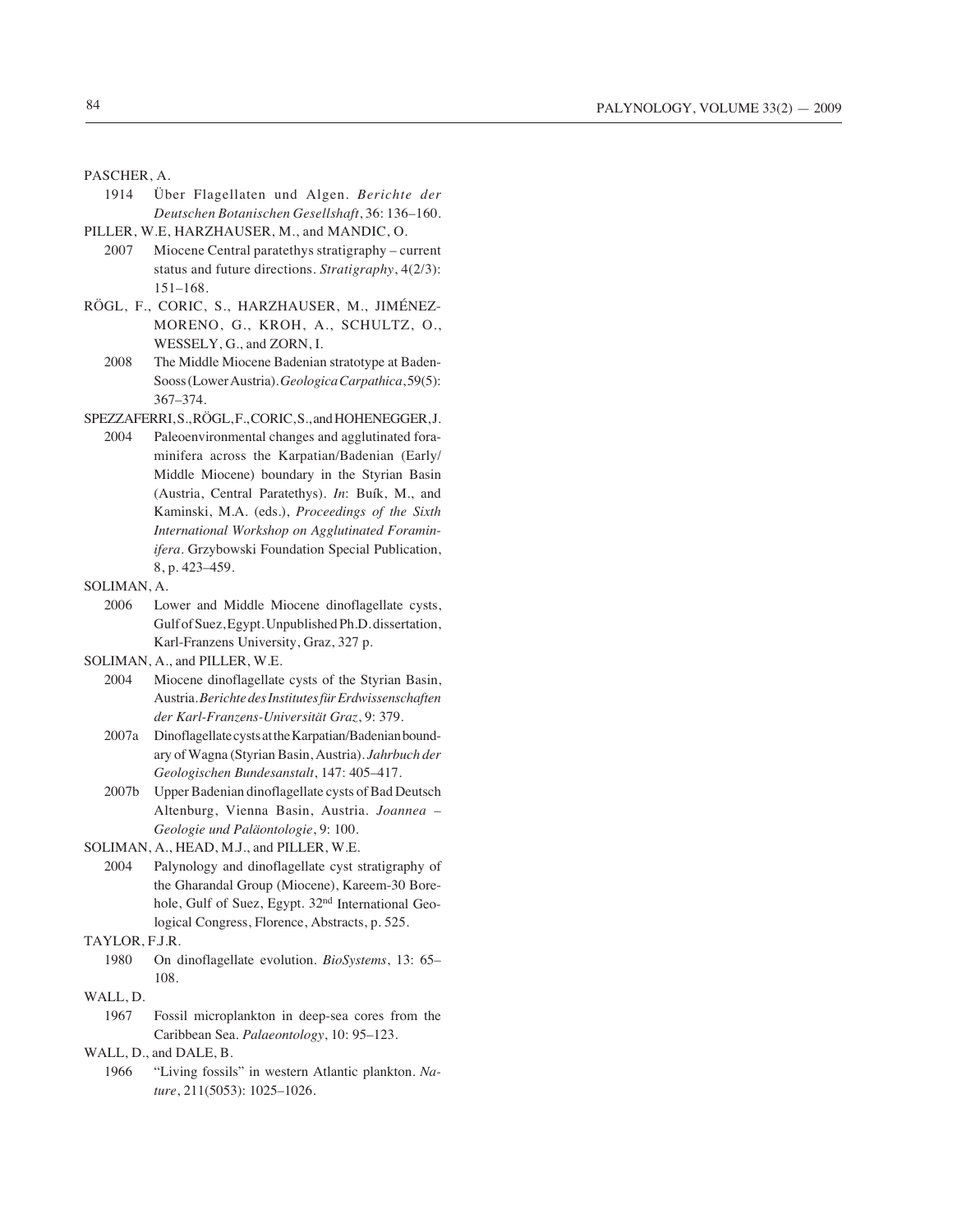PASCHER, A.

1914 Über Flagellaten und Algen. *Berichte der Deutschen Botanischen Gesellshaft*, 36: 136–160.

PILLER, W.E, HARZHAUSER, M., and MANDIC, O.

2007 Miocene Central paratethys stratigraphy – current status and future directions. *Stratigraphy*, 4(2/3): 151–168.

RÖGL, F., CORIC, S., HARZHAUSER, M., JIMÉNEZ-MORENO, G., KROH, A., SCHULTZ, O., WESSELY, G., and ZORN, I.

2008 The Middle Miocene Badenian stratotype at Baden-Sooss (Lower Austria). *Geologica Carpathica*, 59(5): 367–374.

SPEZZAFERRI, S., RÖGL, F., CORIC, S., and HOHENEGGER, J.

2004 Paleoenvironmental changes and agglutinated foraminifera across the Karpatian/Badenian (Early/Middle Miocene) boundary in the Styrian Basin (Austria, Central Paratethys). *In*: Buík, M., and Kaminski, M.A. (eds.), *Proceedings of the Sixth International Workshop on Agglutinated Foraminifera*. Grzybowski Foundation Special Publication, 8, p. 423–459.

SOLIMAN, A.

2006 Lower and Middle Miocene dinoflagellate cysts, Gulf of Suez, Egypt. Unpublished Ph.D. dissertation, Karl-Franzens University, Graz, 327 p.

SOLIMAN, A., and PILLER, W.E.

2004 Miocene dinoflagellate cysts of the Styrian Basin, Austria. *Berichte des Institutes für Erdwissenschaften der Karl-Franzens-Universität Graz*, 9: 379.

2007a Dinoflagellate cysts at the Karpatian/Badenian boundary of Wagna (Styrian Basin, Austria). *Jahrbuch der Geologischen Bundesanstalt*, 147: 405–417.

2007b Upper Badenian dinoflagellate cysts of Bad Deutsch Altenburg, Vienna Basin, Austria. *Joannea – Geologie und Paläontologie*, 9: 100.

SOLIMAN, A., HEAD, M.J., and PILLER, W.E.

2004 Palynology and dinoflagellate cyst stratigraphy of the Gharandal Group (Miocene), Kareem-30 Borehole, Gulf of Suez, Egypt. 32nd International Geological Congress, Florence, Abstracts, p. 525.

TAYLOR, F.J.R.

1980 On dinoflagellate evolution. *BioSystems*, 13: 65–108.

WALL, D.

1967 Fossil microplankton in deep-sea cores from the Caribbean Sea. *Palaeontology*, 10: 95–123.

WALL, D., and DALE, B.

1966 "Living fossils" in western Atlantic plankton. *Nature*, 211(5053): 1025–1026.